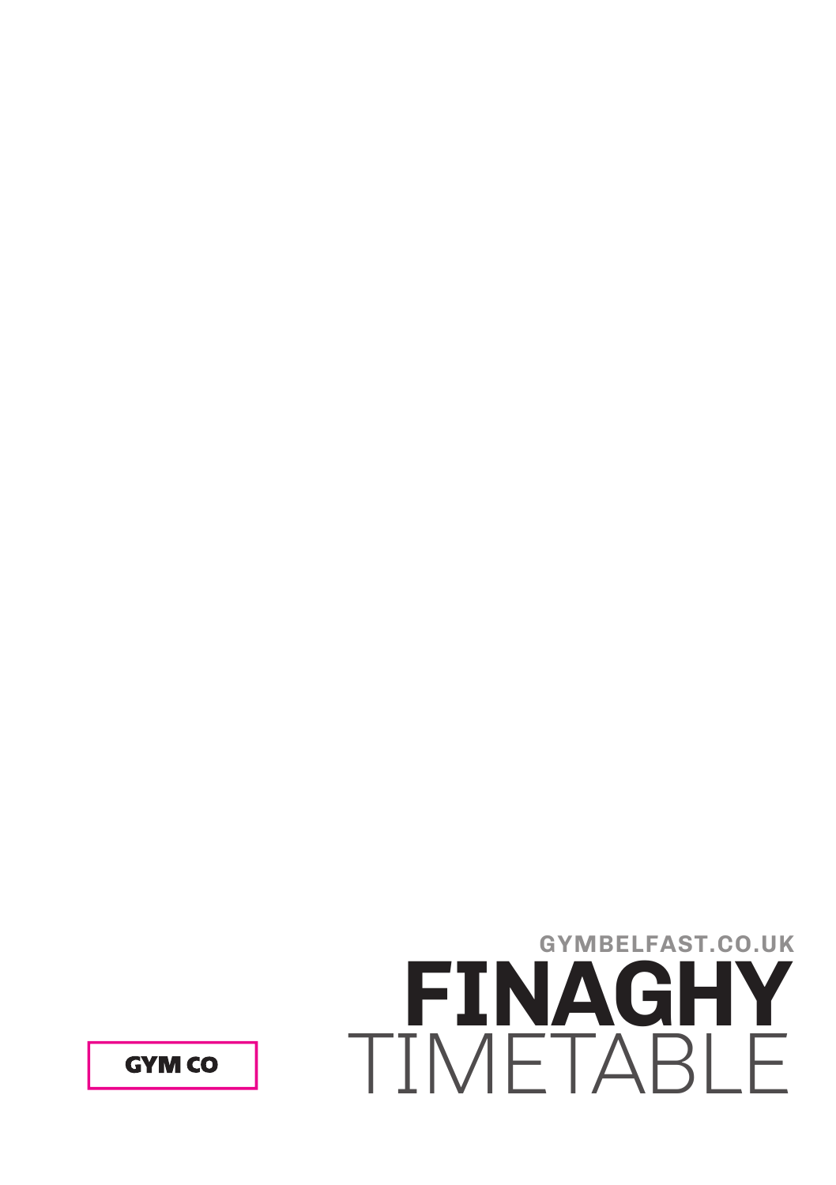GYMBELFAST.CO.UK

# FINAGHY
## TIMETABLE

GYM CO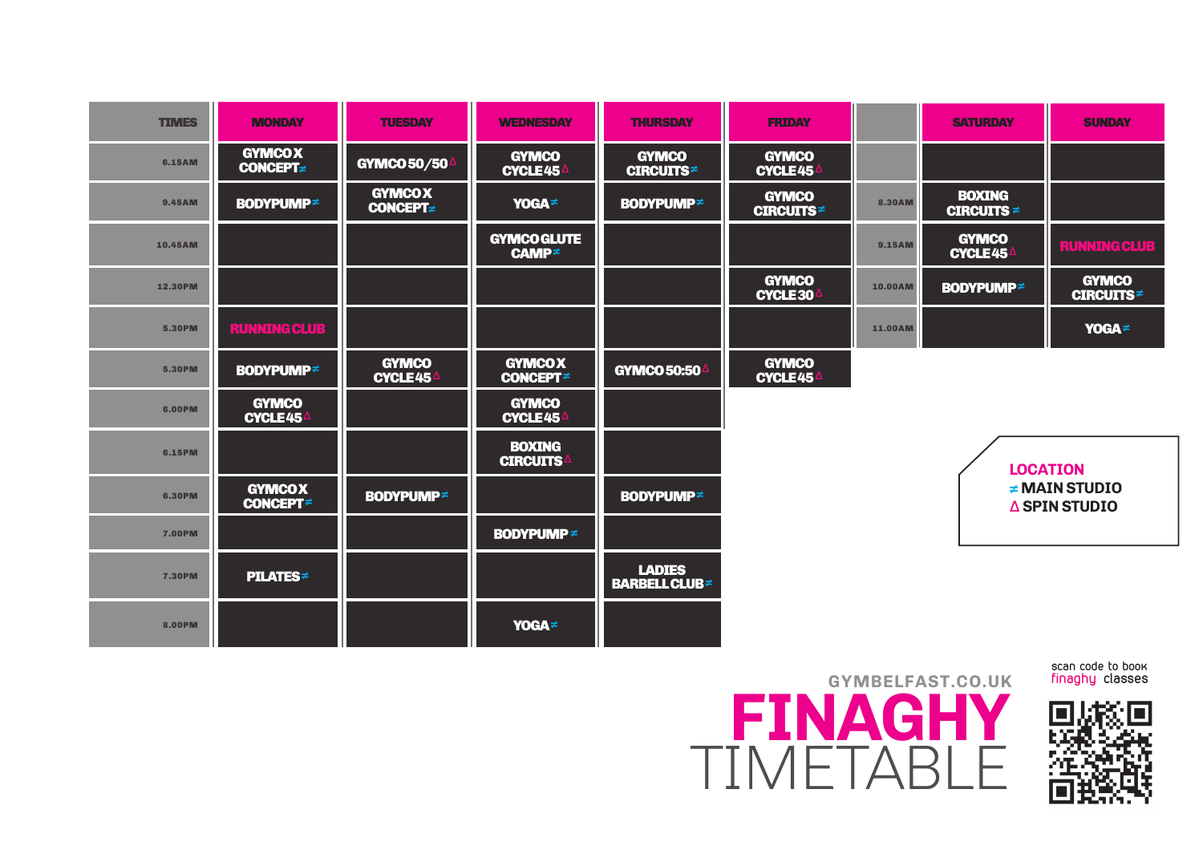| TIMES | MONDAY | TUESDAY | WEDNESDAY | THURSDAY | FRIDAY |
|---|---|---|---|---|---|
| 6.15AM | GYMCO X CONCEPT ≠ | GYMCO 50/50 Δ | GYMCO CYCLE 45 Δ | GYMCO CIRCUITS ≠ | GYMCO CYCLE 45 Δ |
| 9.45AM | BODYPUMP ≠ | GYMCO X CONCEPT ≠ | YOGA ≠ | BODYPUMP ≠ | GYMCO CIRCUITS ≠ |
| 10.45AM | | | GYMCO GLUTE CAMP ≠ | | |
| 12.30PM | | | | | GYMCO CYCLE 30 Δ |
| 5.30PM | RUNNING CLUB | | | | |
| 5.30PM | BODYPUMP ≠ | GYMCO CYCLE 45 Δ | GYMCO X CONCEPT ≠ | GYMCO 50:50 Δ | GYMCO CYCLE 45 Δ |
| 6.00PM | GYMCO CYCLE 45 Δ | | GYMCO CYCLE 45 Δ | | |
| 6.15PM | | | BOXING CIRCUITS Δ | | |
| 6.30PM | GYMCO X CONCEPT ≠ | BODYPUMP ≠ | | BODYPUMP ≠ | |
| 7.00PM | | | BODYPUMP ≠ | | |
| 7.30PM | PILATES ≠ | | | LADIES BARBELL CLUB ≠ | |
| 8.00PM | | | YOGA ≠ | | |

| | SATURDAY | SUNDAY |
|---|---|---|
| | | |
| 8.30AM | BOXING CIRCUITS ≠ | |
| 9.15AM | GYMCO CYCLE 45 Δ | RUNNING CLUB |
| 10.00AM | BODYPUMP ≠ | GYMCO CIRCUITS ≠ |
| 11.00AM | | YOGA ≠ |

**LOCATION**
≠ MAIN STUDIO
Δ SPIN STUDIO

GYMBELFAST.CO.UK

# FINAGHY TIMETABLE

scan code to book finaghy classes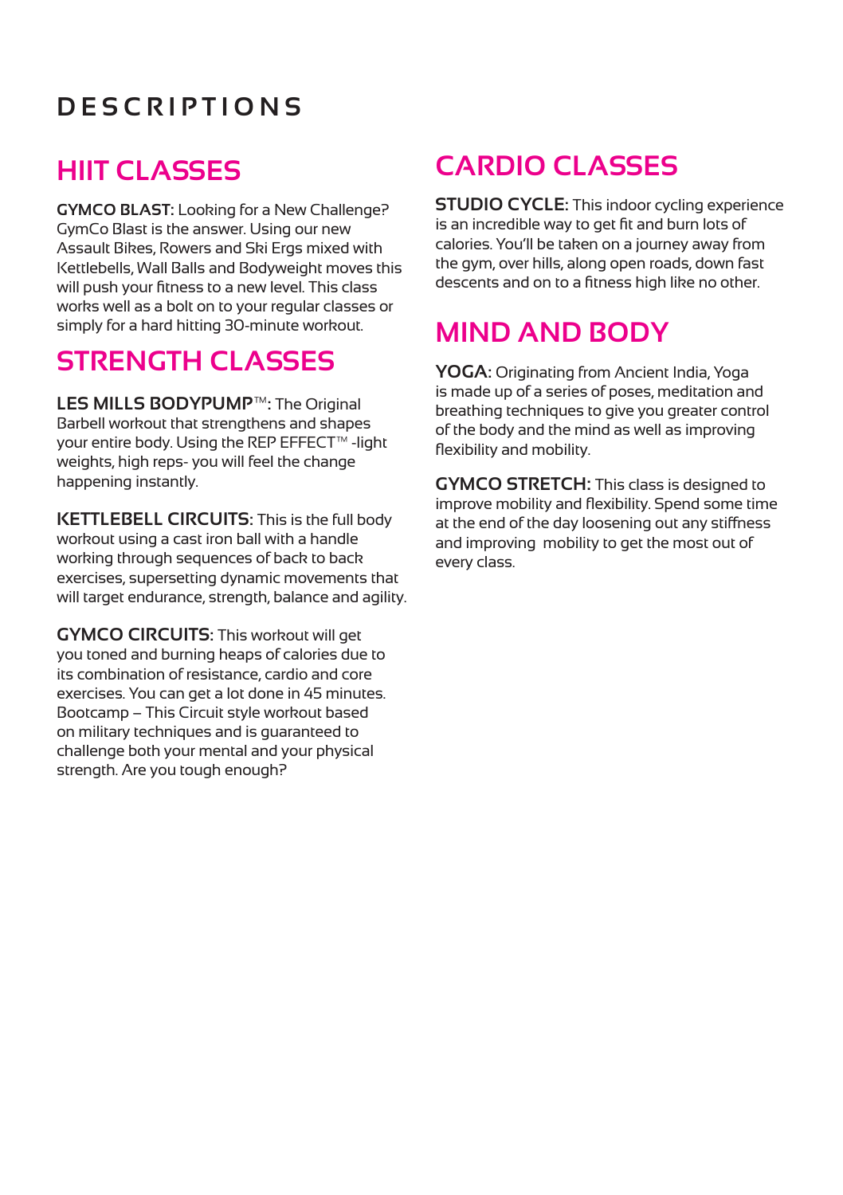# DESCRIPTIONS

## HIIT CLASSES

**GYMCO BLAST:** Looking for a New Challenge? GymCo Blast is the answer. Using our new Assault Bikes, Rowers and Ski Ergs mixed with Kettlebells, Wall Balls and Bodyweight moves this will push your fitness to a new level. This class works well as a bolt on to your regular classes or simply for a hard hitting 30-minute workout.

## STRENGTH CLASSES

**LES MILLS BODYPUMP™:** The Original Barbell workout that strengthens and shapes your entire body. Using the REP EFFECT™ -light weights, high reps- you will feel the change happening instantly.

**KETTLEBELL CIRCUITS:** This is the full body workout using a cast iron ball with a handle working through sequences of back to back exercises, supersetting dynamic movements that will target endurance, strength, balance and agility.

**GYMCO CIRCUITS:** This workout will get you toned and burning heaps of calories due to its combination of resistance, cardio and core exercises. You can get a lot done in 45 minutes. Bootcamp – This Circuit style workout based on military techniques and is guaranteed to challenge both your mental and your physical strength. Are you tough enough?

## CARDIO CLASSES

**STUDIO CYCLE:** This indoor cycling experience is an incredible way to get fit and burn lots of calories. You'll be taken on a journey away from the gym, over hills, along open roads, down fast descents and on to a fitness high like no other.

## MIND AND BODY

**YOGA:** Originating from Ancient India, Yoga is made up of a series of poses, meditation and breathing techniques to give you greater control of the body and the mind as well as improving flexibility and mobility.

**GYMCO STRETCH:** This class is designed to improve mobility and flexibility. Spend some time at the end of the day loosening out any stiffness and improving mobility to get the most out of every class.